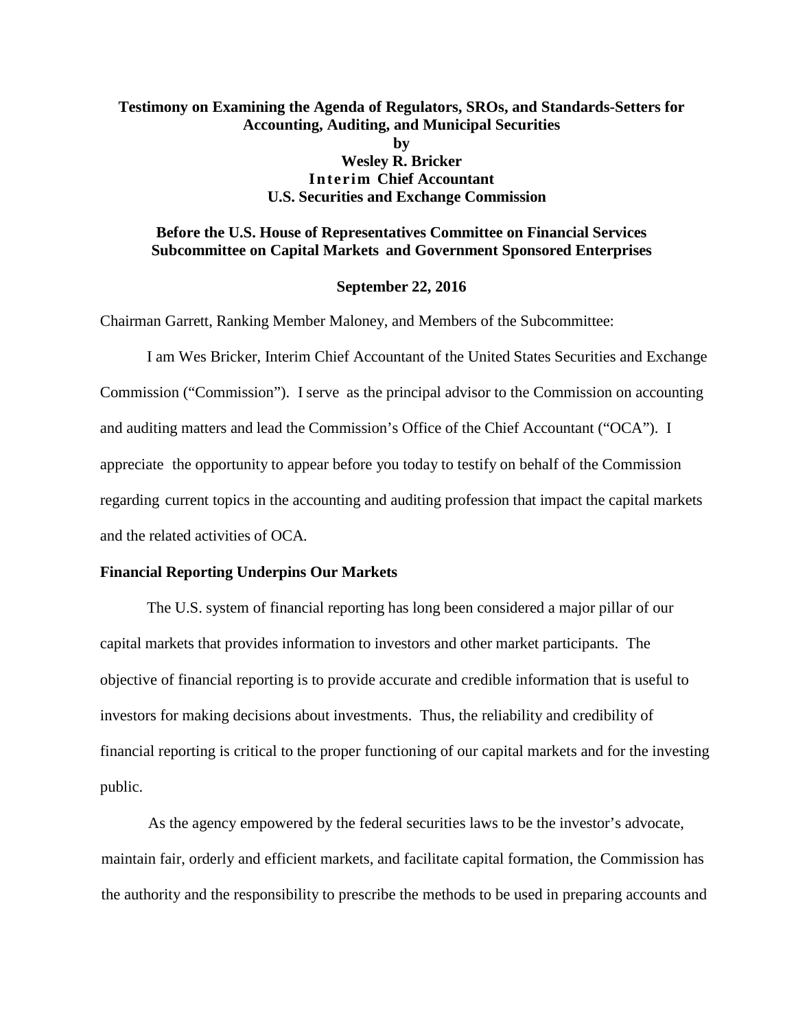**Testimony on Examining the Agenda of Regulators, SROs, and Standards-Setters for Accounting, Auditing, and Municipal Securities**

**by**

**Wesley R. Bricker**

**Interim Chief Accountant**

**U.S. Securities and Exchange Commission**

**Before the U.S. House of Representatives Committee on Financial Services Subcommittee on Capital Markets and Government Sponsored Enterprises**

**September 22, 2016**

Chairman Garrett, Ranking Member Maloney, and Members of the Subcommittee:

I am Wes Bricker, Interim Chief Accountant of the United States Securities and Exchange Commission ("Commission"). I serve as the principal advisor to the Commission on accounting and auditing matters and lead the Commission's Office of the Chief Accountant ("OCA"). I appreciate the opportunity to appear before you today to testify on behalf of the Commission regarding current topics in the accounting and auditing profession that impact the capital markets and the related activities of OCA.

**Financial Reporting Underpins Our Markets**

The U.S. system of financial reporting has long been considered a major pillar of our capital markets that provides information to investors and other market participants. The objective of financial reporting is to provide accurate and credible information that is useful to investors for making decisions about investments. Thus, the reliability and credibility of financial reporting is critical to the proper functioning of our capital markets and for the investing public.

As the agency empowered by the federal securities laws to be the investor's advocate, maintain fair, orderly and efficient markets, and facilitate capital formation, the Commission has the authority and the responsibility to prescribe the methods to be used in preparing accounts and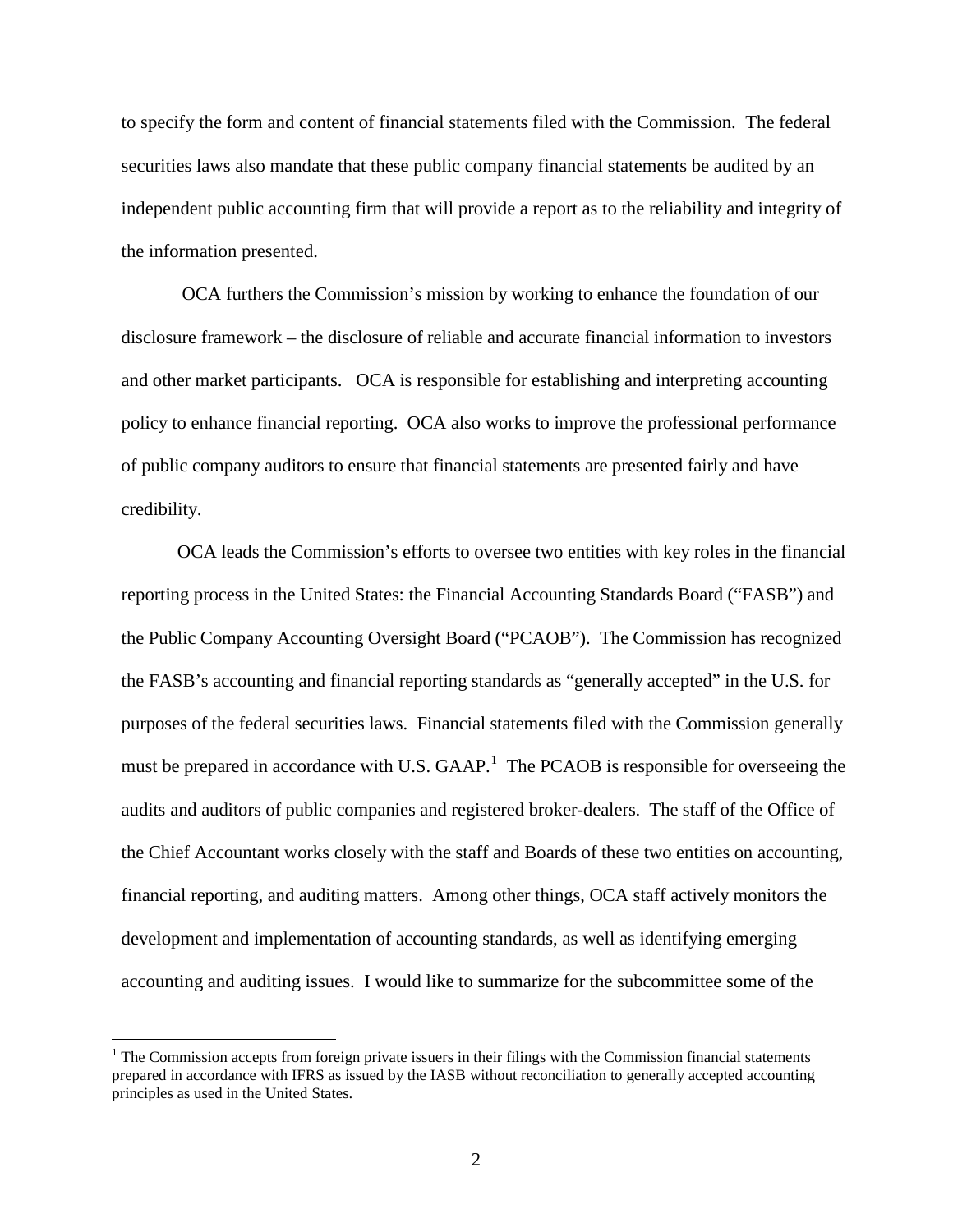to specify the form and content of financial statements filed with the Commission. The federal securities laws also mandate that these public company financial statements be audited by an independent public accounting firm that will provide a report as to the reliability and integrity of the information presented.

OCA furthers the Commission's mission by working to enhance the foundation of our disclosure framework – the disclosure of reliable and accurate financial information to investors and other market participants. OCA is responsible for establishing and interpreting accounting policy to enhance financial reporting. OCA also works to improve the professional performance of public company auditors to ensure that financial statements are presented fairly and have credibility.

OCA leads the Commission's efforts to oversee two entities with key roles in the financial reporting process in the United States: the Financial Accounting Standards Board ("FASB") and the Public Company Accounting Oversight Board ("PCAOB"). The Commission has recognized the FASB's accounting and financial reporting standards as "generally accepted" in the U.S. for purposes of the federal securities laws. Financial statements filed with the Commission generally must be prepared in accordance with U.S. GAAP.[1] The PCAOB is responsible for overseeing the audits and auditors of public companies and registered broker-dealers. The staff of the Office of the Chief Accountant works closely with the staff and Boards of these two entities on accounting, financial reporting, and auditing matters. Among other things, OCA staff actively monitors the development and implementation of accounting standards, as well as identifying emerging accounting and auditing issues. I would like to summarize for the subcommittee some of the

---

[1] The Commission accepts from foreign private issuers in their filings with the Commission financial statements prepared in accordance with IFRS as issued by the IASB without reconciliation to generally accepted accounting principles as used in the United States.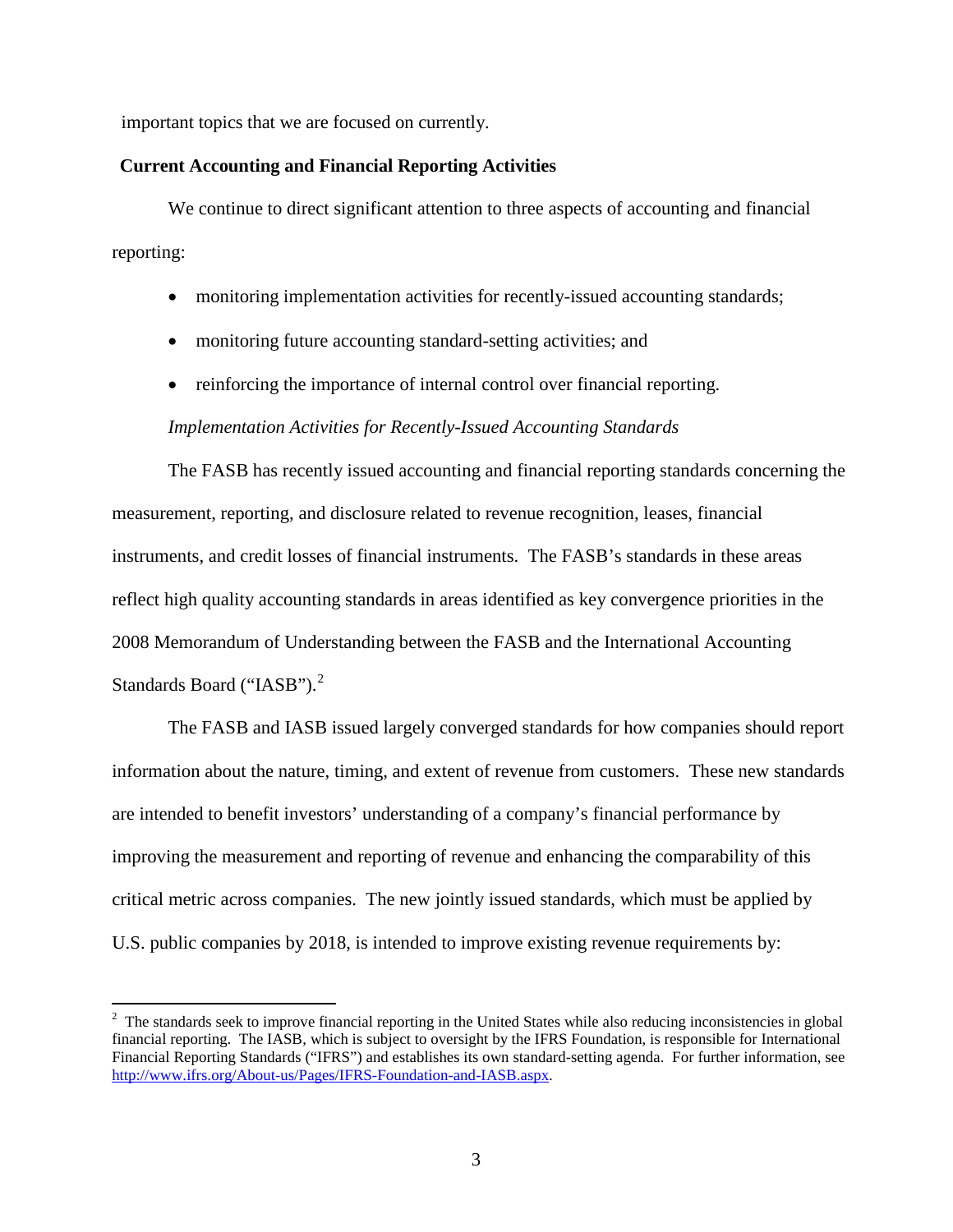important topics that we are focused on currently.

**Current Accounting and Financial Reporting Activities**

We continue to direct significant attention to three aspects of accounting and financial reporting:

- monitoring implementation activities for recently-issued accounting standards;
- monitoring future accounting standard-setting activities; and
- reinforcing the importance of internal control over financial reporting.

*Implementation Activities for Recently-Issued Accounting Standards*

The FASB has recently issued accounting and financial reporting standards concerning the measurement, reporting, and disclosure related to revenue recognition, leases, financial instruments, and credit losses of financial instruments. The FASB's standards in these areas reflect high quality accounting standards in areas identified as key convergence priorities in the 2008 Memorandum of Understanding between the FASB and the International Accounting Standards Board ("IASB").[2]

The FASB and IASB issued largely converged standards for how companies should report information about the nature, timing, and extent of revenue from customers. These new standards are intended to benefit investors' understanding of a company's financial performance by improving the measurement and reporting of revenue and enhancing the comparability of this critical metric across companies. The new jointly issued standards, which must be applied by U.S. public companies by 2018, is intended to improve existing revenue requirements by:

---

[2] The standards seek to improve financial reporting in the United States while also reducing inconsistencies in global financial reporting. The IASB, which is subject to oversight by the IFRS Foundation, is responsible for International Financial Reporting Standards ("IFRS") and establishes its own standard-setting agenda. For further information, see http://www.ifrs.org/About-us/Pages/IFRS-Foundation-and-IASB.aspx.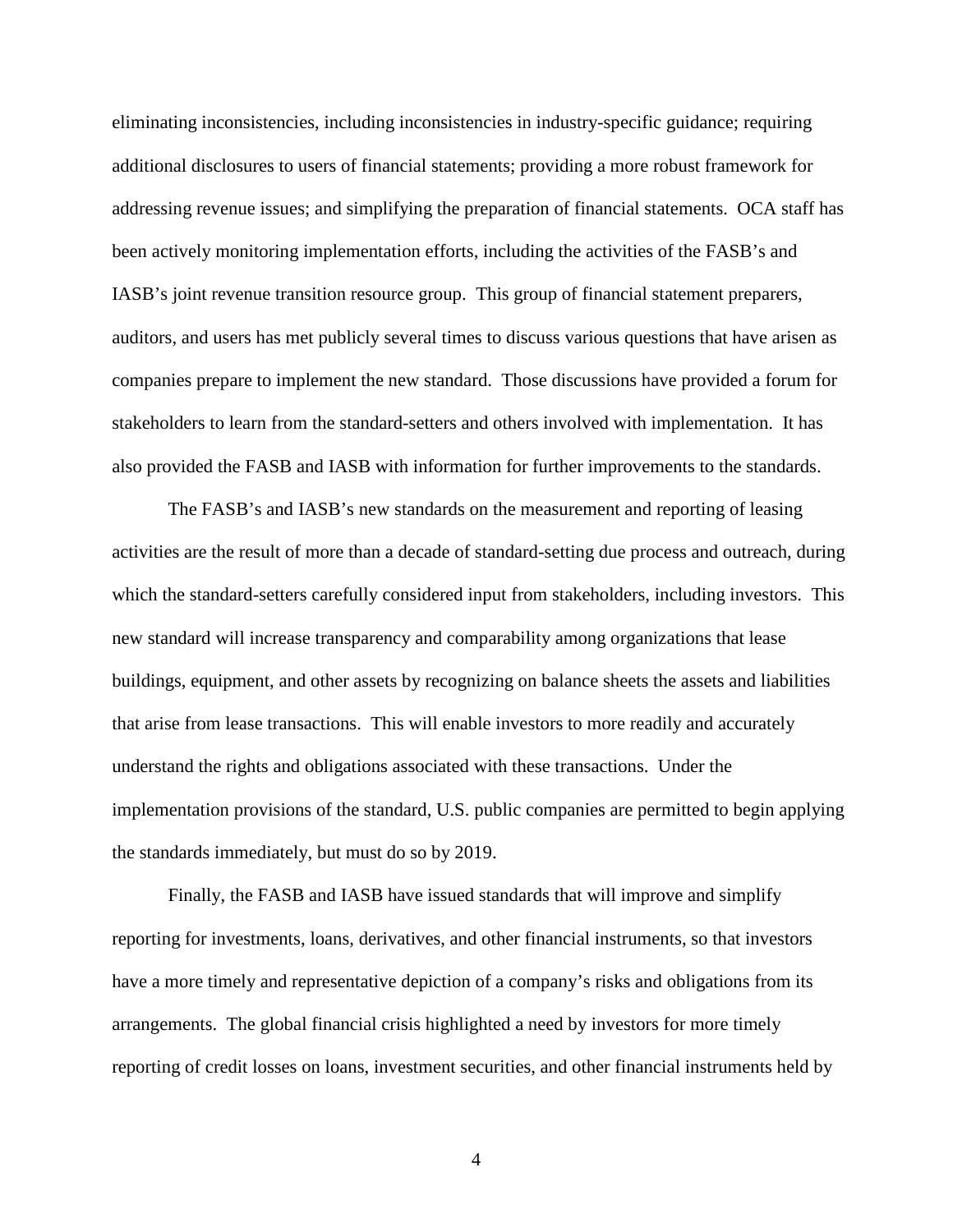eliminating inconsistencies, including inconsistencies in industry-specific guidance; requiring additional disclosures to users of financial statements; providing a more robust framework for addressing revenue issues; and simplifying the preparation of financial statements. OCA staff has been actively monitoring implementation efforts, including the activities of the FASB's and IASB's joint revenue transition resource group. This group of financial statement preparers, auditors, and users has met publicly several times to discuss various questions that have arisen as companies prepare to implement the new standard. Those discussions have provided a forum for stakeholders to learn from the standard-setters and others involved with implementation. It has also provided the FASB and IASB with information for further improvements to the standards.

The FASB's and IASB's new standards on the measurement and reporting of leasing activities are the result of more than a decade of standard-setting due process and outreach, during which the standard-setters carefully considered input from stakeholders, including investors. This new standard will increase transparency and comparability among organizations that lease buildings, equipment, and other assets by recognizing on balance sheets the assets and liabilities that arise from lease transactions. This will enable investors to more readily and accurately understand the rights and obligations associated with these transactions. Under the implementation provisions of the standard, U.S. public companies are permitted to begin applying the standards immediately, but must do so by 2019.

Finally, the FASB and IASB have issued standards that will improve and simplify reporting for investments, loans, derivatives, and other financial instruments, so that investors have a more timely and representative depiction of a company's risks and obligations from its arrangements. The global financial crisis highlighted a need by investors for more timely reporting of credit losses on loans, investment securities, and other financial instruments held by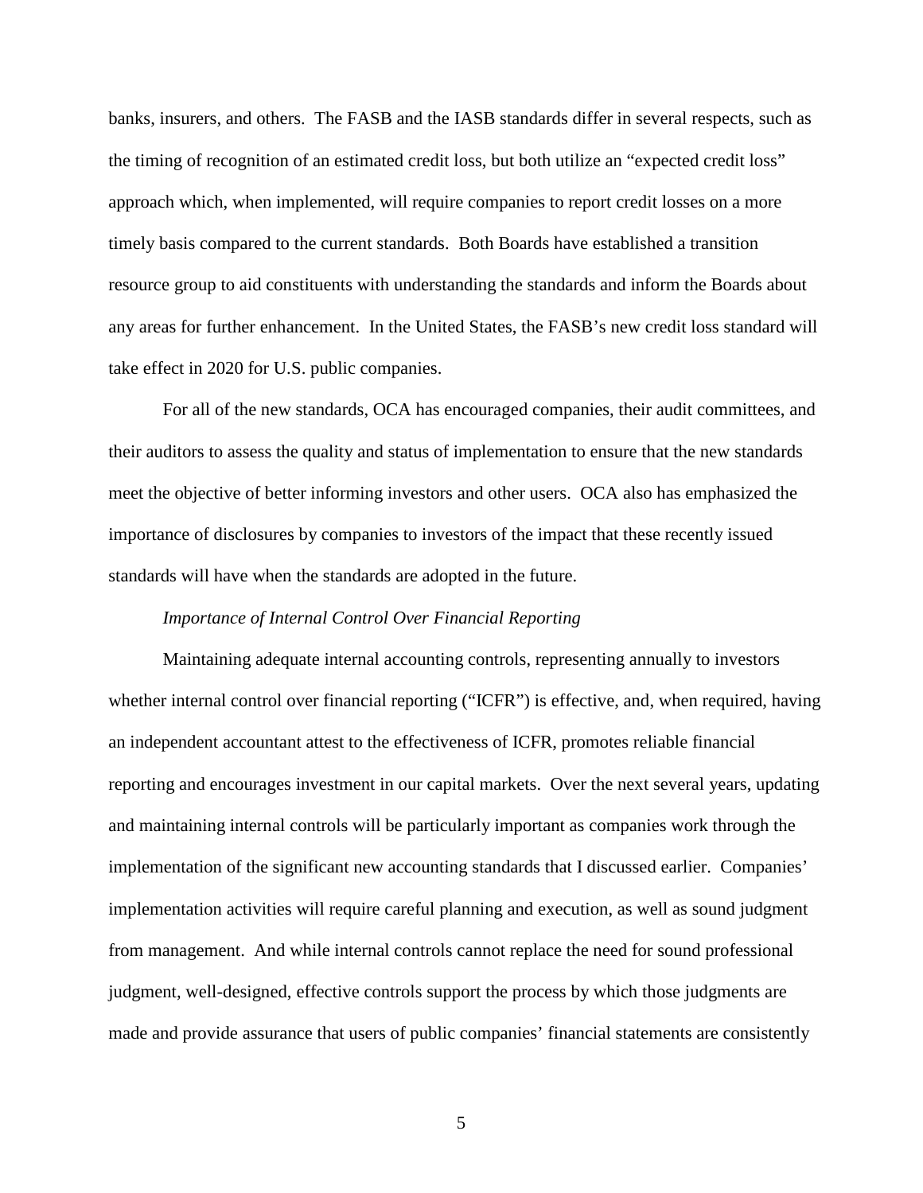banks, insurers, and others. The FASB and the IASB standards differ in several respects, such as the timing of recognition of an estimated credit loss, but both utilize an "expected credit loss" approach which, when implemented, will require companies to report credit losses on a more timely basis compared to the current standards. Both Boards have established a transition resource group to aid constituents with understanding the standards and inform the Boards about any areas for further enhancement. In the United States, the FASB's new credit loss standard will take effect in 2020 for U.S. public companies.

For all of the new standards, OCA has encouraged companies, their audit committees, and their auditors to assess the quality and status of implementation to ensure that the new standards meet the objective of better informing investors and other users. OCA also has emphasized the importance of disclosures by companies to investors of the impact that these recently issued standards will have when the standards are adopted in the future.

*Importance of Internal Control Over Financial Reporting*

Maintaining adequate internal accounting controls, representing annually to investors whether internal control over financial reporting ("ICFR") is effective, and, when required, having an independent accountant attest to the effectiveness of ICFR, promotes reliable financial reporting and encourages investment in our capital markets. Over the next several years, updating and maintaining internal controls will be particularly important as companies work through the implementation of the significant new accounting standards that I discussed earlier. Companies' implementation activities will require careful planning and execution, as well as sound judgment from management. And while internal controls cannot replace the need for sound professional judgment, well-designed, effective controls support the process by which those judgments are made and provide assurance that users of public companies' financial statements are consistently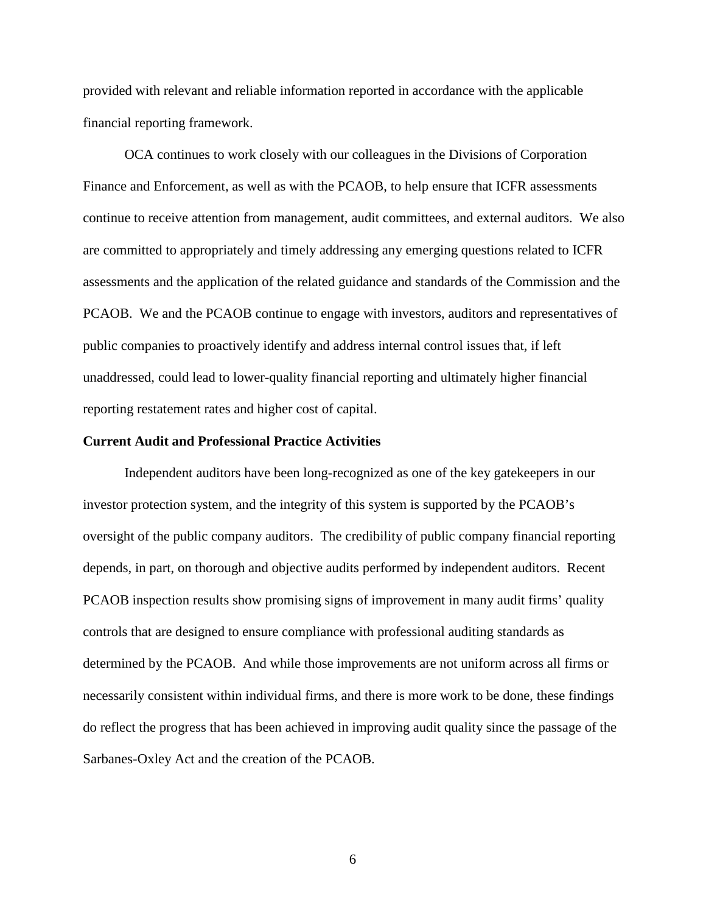provided with relevant and reliable information reported in accordance with the applicable financial reporting framework.

OCA continues to work closely with our colleagues in the Divisions of Corporation Finance and Enforcement, as well as with the PCAOB, to help ensure that ICFR assessments continue to receive attention from management, audit committees, and external auditors. We also are committed to appropriately and timely addressing any emerging questions related to ICFR assessments and the application of the related guidance and standards of the Commission and the PCAOB. We and the PCAOB continue to engage with investors, auditors and representatives of public companies to proactively identify and address internal control issues that, if left unaddressed, could lead to lower-quality financial reporting and ultimately higher financial reporting restatement rates and higher cost of capital.

**Current Audit and Professional Practice Activities**

Independent auditors have been long-recognized as one of the key gatekeepers in our investor protection system, and the integrity of this system is supported by the PCAOB's oversight of the public company auditors. The credibility of public company financial reporting depends, in part, on thorough and objective audits performed by independent auditors. Recent PCAOB inspection results show promising signs of improvement in many audit firms' quality controls that are designed to ensure compliance with professional auditing standards as determined by the PCAOB. And while those improvements are not uniform across all firms or necessarily consistent within individual firms, and there is more work to be done, these findings do reflect the progress that has been achieved in improving audit quality since the passage of the Sarbanes-Oxley Act and the creation of the PCAOB.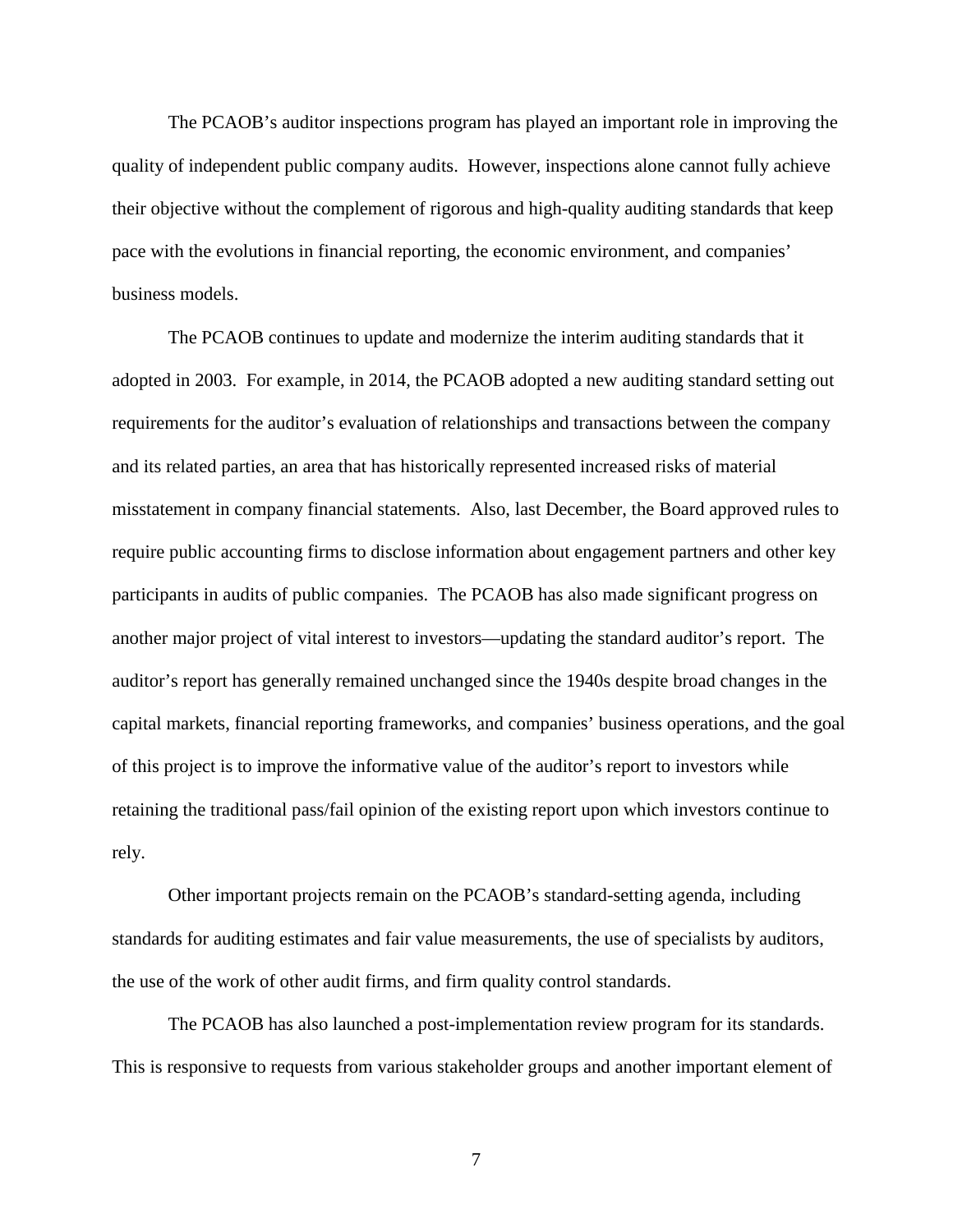The PCAOB's auditor inspections program has played an important role in improving the quality of independent public company audits. However, inspections alone cannot fully achieve their objective without the complement of rigorous and high-quality auditing standards that keep pace with the evolutions in financial reporting, the economic environment, and companies' business models.

The PCAOB continues to update and modernize the interim auditing standards that it adopted in 2003. For example, in 2014, the PCAOB adopted a new auditing standard setting out requirements for the auditor's evaluation of relationships and transactions between the company and its related parties, an area that has historically represented increased risks of material misstatement in company financial statements. Also, last December, the Board approved rules to require public accounting firms to disclose information about engagement partners and other key participants in audits of public companies. The PCAOB has also made significant progress on another major project of vital interest to investors—updating the standard auditor's report. The auditor's report has generally remained unchanged since the 1940s despite broad changes in the capital markets, financial reporting frameworks, and companies' business operations, and the goal of this project is to improve the informative value of the auditor's report to investors while retaining the traditional pass/fail opinion of the existing report upon which investors continue to rely.

Other important projects remain on the PCAOB's standard-setting agenda, including standards for auditing estimates and fair value measurements, the use of specialists by auditors, the use of the work of other audit firms, and firm quality control standards.

The PCAOB has also launched a post-implementation review program for its standards. This is responsive to requests from various stakeholder groups and another important element of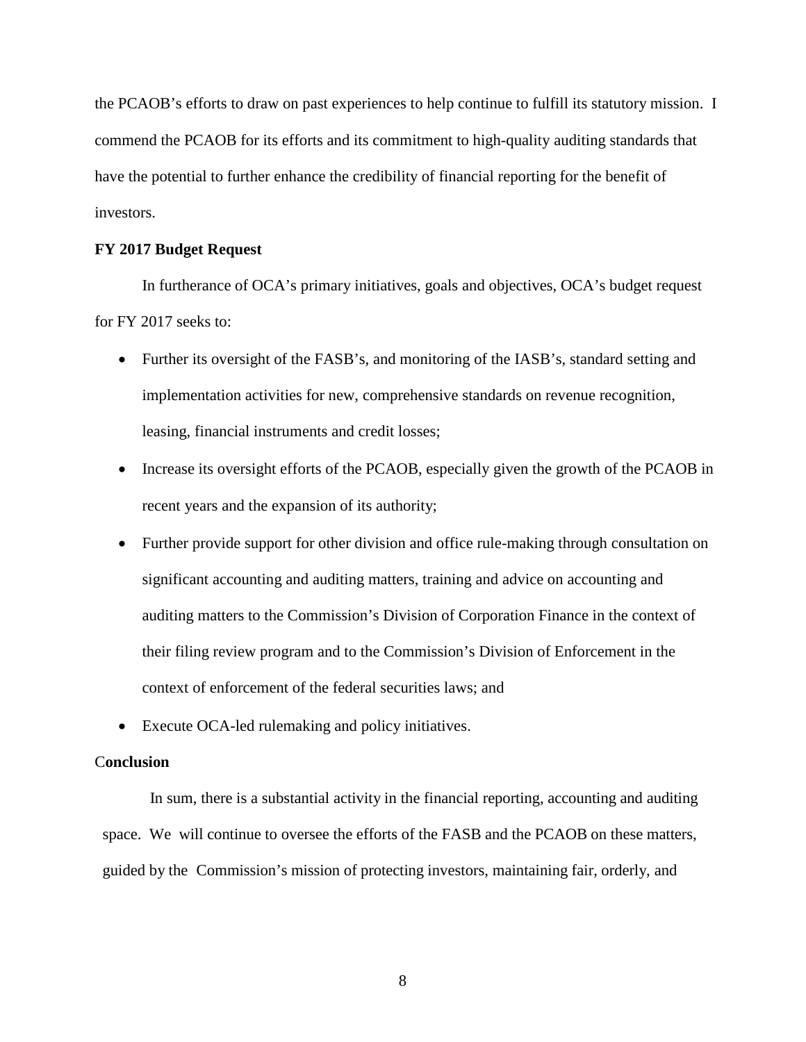the PCAOB's efforts to draw on past experiences to help continue to fulfill its statutory mission. I commend the PCAOB for its efforts and its commitment to high-quality auditing standards that have the potential to further enhance the credibility of financial reporting for the benefit of investors.

**FY 2017 Budget Request**

In furtherance of OCA's primary initiatives, goals and objectives, OCA's budget request for FY 2017 seeks to:

- Further its oversight of the FASB's, and monitoring of the IASB's, standard setting and implementation activities for new, comprehensive standards on revenue recognition, leasing, financial instruments and credit losses;
- Increase its oversight efforts of the PCAOB, especially given the growth of the PCAOB in recent years and the expansion of its authority;
- Further provide support for other division and office rule-making through consultation on significant accounting and auditing matters, training and advice on accounting and auditing matters to the Commission's Division of Corporation Finance in the context of their filing review program and to the Commission's Division of Enforcement in the context of enforcement of the federal securities laws; and
- Execute OCA-led rulemaking and policy initiatives.

**Conclusion**

In sum, there is a substantial activity in the financial reporting, accounting and auditing space. We will continue to oversee the efforts of the FASB and the PCAOB on these matters, guided by the Commission's mission of protecting investors, maintaining fair, orderly, and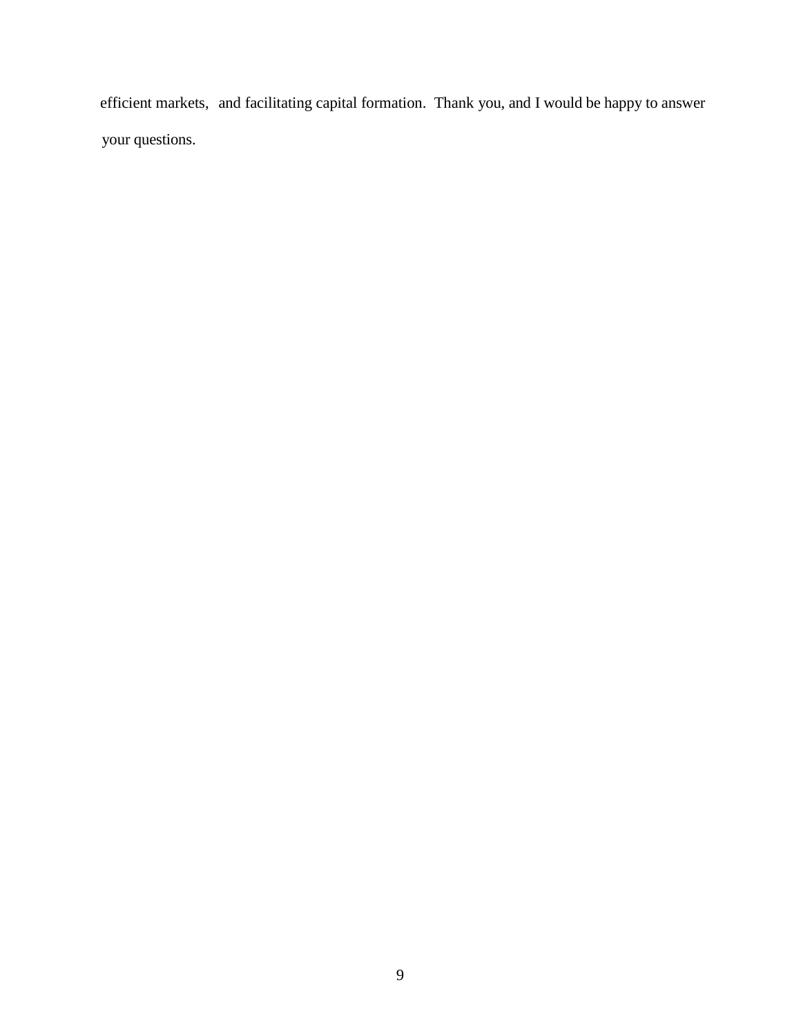efficient markets, and facilitating capital formation. Thank you, and I would be happy to answer your questions.